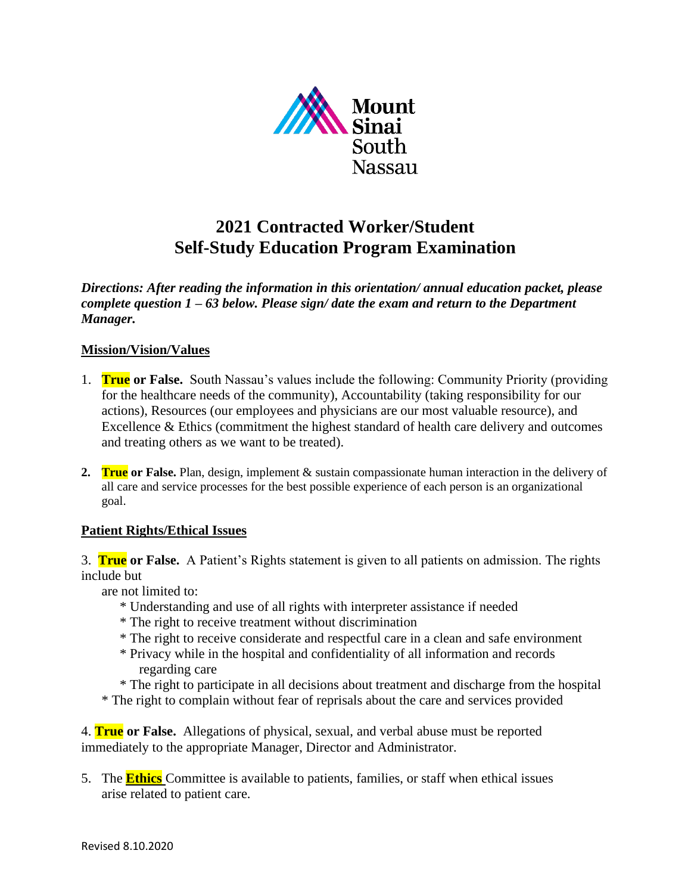Mount Sinai South Nassau

# 2021 Contracted Worker/Student Self-Study Education Program Examination

***Directions: After reading the information in this orientation/ annual education packet, please complete question 1 – 63 below. Please sign/ date the exam and return to the Department Manager.***

## Mission/Vision/Values

1. **True or False.** South Nassau's values include the following: Community Priority (providing for the healthcare needs of the community), Accountability (taking responsibility for our actions), Resources (our employees and physicians are our most valuable resource), and Excellence & Ethics (commitment the highest standard of health care delivery and outcomes and treating others as we want to be treated).

2. **True or False.** Plan, design, implement & sustain compassionate human interaction in the delivery of all care and service processes for the best possible experience of each person is an organizational goal.

## Patient Rights/Ethical Issues

3. **True or False.** A Patient's Rights statement is given to all patients on admission. The rights include but are not limited to:
   * Understanding and use of all rights with interpreter assistance if needed
   * The right to receive treatment without discrimination
   * The right to receive considerate and respectful care in a clean and safe environment
   * Privacy while in the hospital and confidentiality of all information and records regarding care
   * The right to participate in all decisions about treatment and discharge from the hospital
   * The right to complain without fear of reprisals about the care and services provided

4. **True or False.** Allegations of physical, sexual, and verbal abuse must be reported immediately to the appropriate Manager, Director and Administrator.

5. The **Ethics** Committee is available to patients, families, or staff when ethical issues arise related to patient care.

Revised 8.10.2020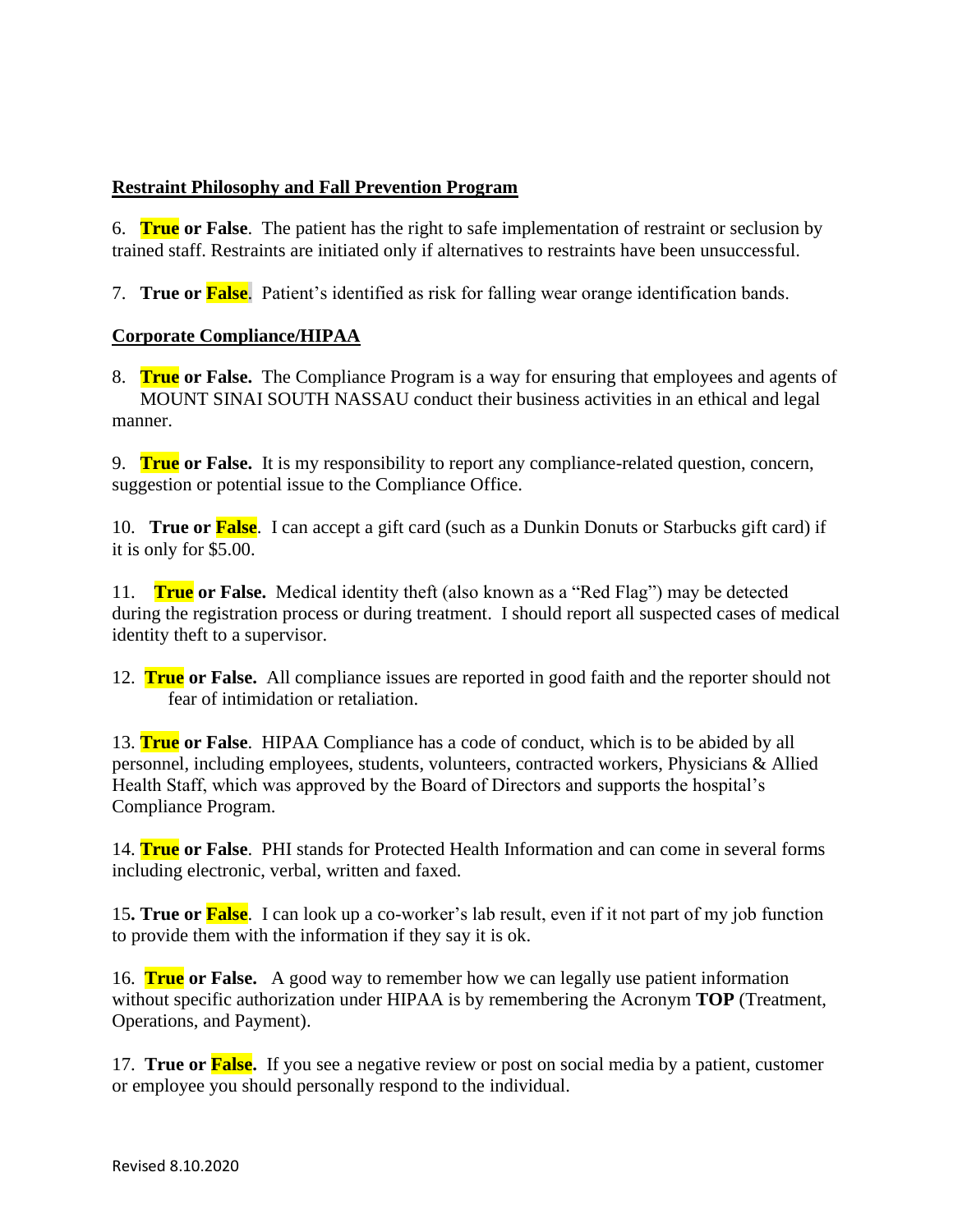**Restraint Philosophy and Fall Prevention Program**

6. **True or False**. The patient has the right to safe implementation of restraint or seclusion by trained staff. Restraints are initiated only if alternatives to restraints have been unsuccessful.

7. **True or False**. Patient's identified as risk for falling wear orange identification bands.

**Corporate Compliance/HIPAA**

8. **True or False.** The Compliance Program is a way for ensuring that employees and agents of MOUNT SINAI SOUTH NASSAU conduct their business activities in an ethical and legal manner.

9. **True or False.** It is my responsibility to report any compliance-related question, concern, suggestion or potential issue to the Compliance Office.

10. **True or False**. I can accept a gift card (such as a Dunkin Donuts or Starbucks gift card) if it is only for $5.00.

11. **True or False.** Medical identity theft (also known as a "Red Flag") may be detected during the registration process or during treatment. I should report all suspected cases of medical identity theft to a supervisor.

12. **True or False.** All compliance issues are reported in good faith and the reporter should not fear of intimidation or retaliation.

13. **True or False**. HIPAA Compliance has a code of conduct, which is to be abided by all personnel, including employees, students, volunteers, contracted workers, Physicians & Allied Health Staff, which was approved by the Board of Directors and supports the hospital's Compliance Program.

14. **True or False**. PHI stands for Protected Health Information and can come in several forms including electronic, verbal, written and faxed.

15**. True or False**. I can look up a co-worker's lab result, even if it not part of my job function to provide them with the information if they say it is ok.

16. **True or False.** A good way to remember how we can legally use patient information without specific authorization under HIPAA is by remembering the Acronym **TOP** (Treatment, Operations, and Payment).

17. **True or False.** If you see a negative review or post on social media by a patient, customer or employee you should personally respond to the individual.

Revised 8.10.2020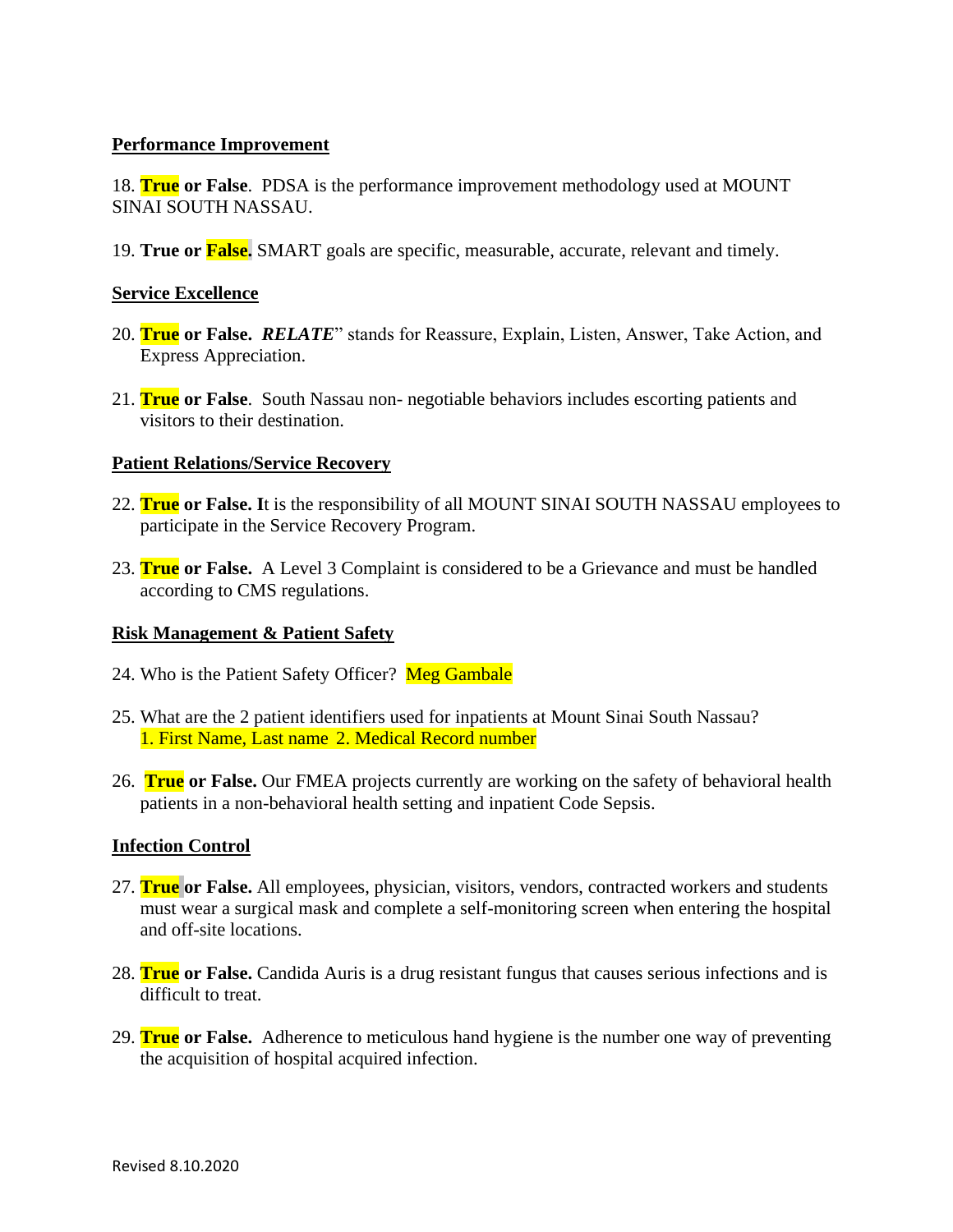**Performance Improvement**

18. **True or False**. PDSA is the performance improvement methodology used at MOUNT SINAI SOUTH NASSAU.

19. **True or False.** SMART goals are specific, measurable, accurate, relevant and timely.

**Service Excellence**

20. **True or False.** ***RELATE***" stands for Reassure, Explain, Listen, Answer, Take Action, and Express Appreciation.

21. **True or False**. South Nassau non- negotiable behaviors includes escorting patients and visitors to their destination.

**Patient Relations/Service Recovery**

22. **True or False. I**t is the responsibility of all MOUNT SINAI SOUTH NASSAU employees to participate in the Service Recovery Program.

23. **True or False.** A Level 3 Complaint is considered to be a Grievance and must be handled according to CMS regulations.

**Risk Management & Patient Safety**

24. Who is the Patient Safety Officer? Meg Gambale

25. What are the 2 patient identifiers used for inpatients at Mount Sinai South Nassau? 1. First Name, Last name 2. Medical Record number

26. **True or False.** Our FMEA projects currently are working on the safety of behavioral health patients in a non-behavioral health setting and inpatient Code Sepsis.

**Infection Control**

27. **True or False.** All employees, physician, visitors, vendors, contracted workers and students must wear a surgical mask and complete a self-monitoring screen when entering the hospital and off-site locations.

28. **True or False.** Candida Auris is a drug resistant fungus that causes serious infections and is difficult to treat.

29. **True or False.** Adherence to meticulous hand hygiene is the number one way of preventing the acquisition of hospital acquired infection.

Revised 8.10.2020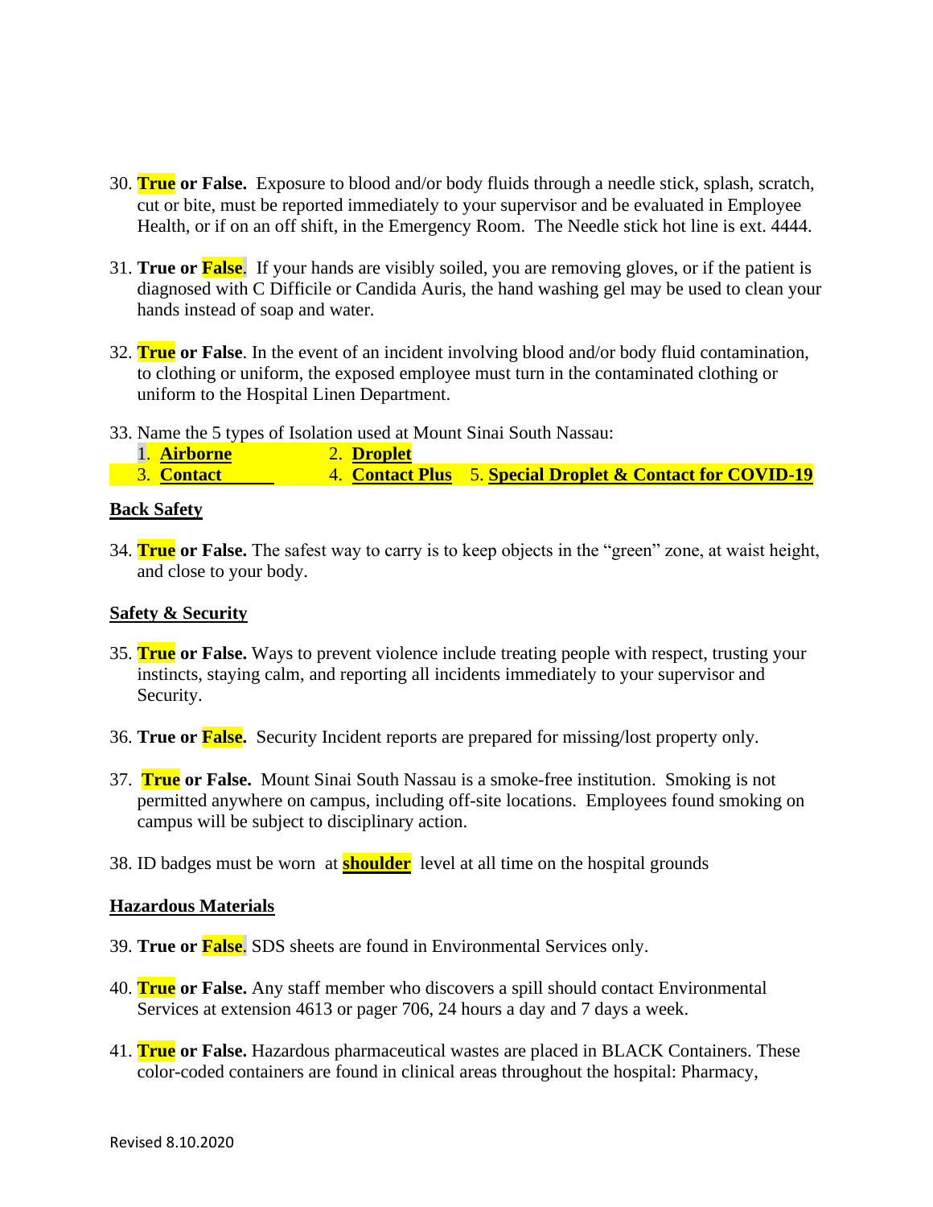30. **True or False.** Exposure to blood and/or body fluids through a needle stick, splash, scratch, cut or bite, must be reported immediately to your supervisor and be evaluated in Employee Health, or if on an off shift, in the Emergency Room. The Needle stick hot line is ext. 4444.

31. **True or False**. If your hands are visibly soiled, you are removing gloves, or if the patient is diagnosed with C Difficile or Candida Auris, the hand washing gel may be used to clean your hands instead of soap and water.

32. **True or False**. In the event of an incident involving blood and/or body fluid contamination, to clothing or uniform, the exposed employee must turn in the contaminated clothing or uniform to the Hospital Linen Department.

33. Name the 5 types of Isolation used at Mount Sinai South Nassau:
    1. **Airborne**
    2. **Droplet**
    3. **Contact**
    4. **Contact Plus**
    5. **Special Droplet & Contact for COVID-19**

**Back Safety**

34. **True or False.** The safest way to carry is to keep objects in the "green" zone, at waist height, and close to your body.

**Safety & Security**

35. **True or False.** Ways to prevent violence include treating people with respect, trusting your instincts, staying calm, and reporting all incidents immediately to your supervisor and Security.

36. **True or False.** Security Incident reports are prepared for missing/lost property only.

37. **True or False.** Mount Sinai South Nassau is a smoke-free institution. Smoking is not permitted anywhere on campus, including off-site locations. Employees found smoking on campus will be subject to disciplinary action.

38. ID badges must be worn at **shoulder** level at all time on the hospital grounds

**Hazardous Materials**

39. **True or False**. SDS sheets are found in Environmental Services only.

40. **True or False.** Any staff member who discovers a spill should contact Environmental Services at extension 4613 or pager 706, 24 hours a day and 7 days a week.

41. **True or False.** Hazardous pharmaceutical wastes are placed in BLACK Containers. These color-coded containers are found in clinical areas throughout the hospital: Pharmacy,

Revised 8.10.2020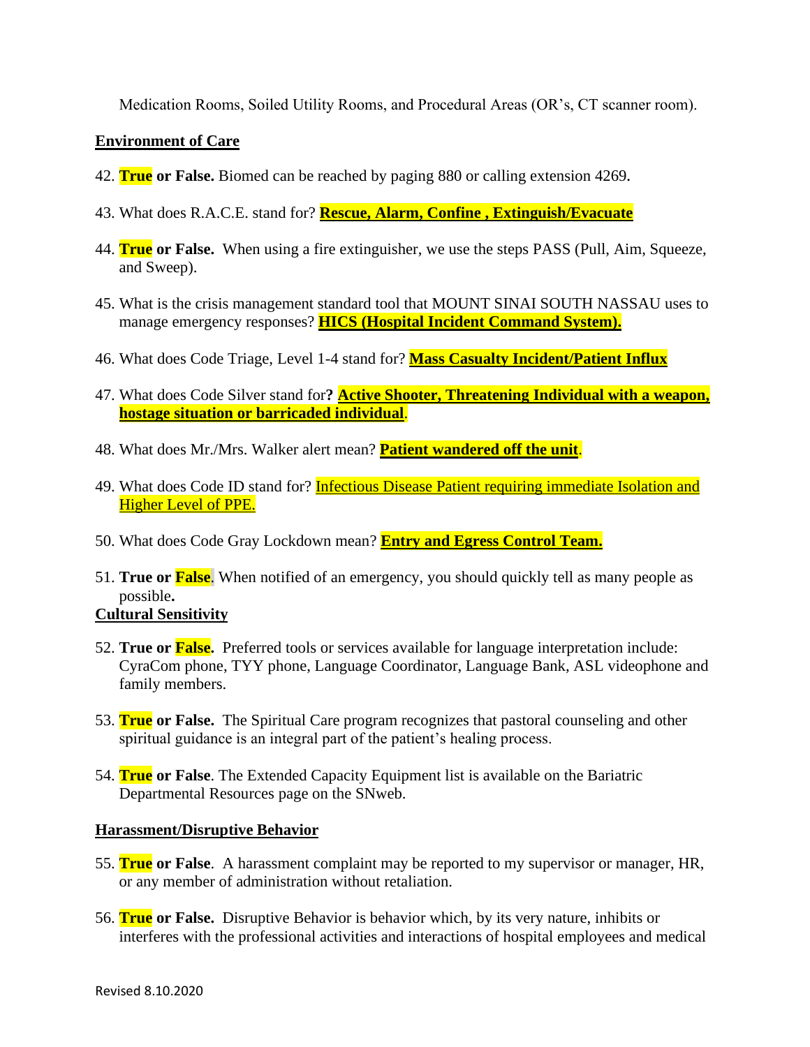Medication Rooms, Soiled Utility Rooms, and Procedural Areas (OR's, CT scanner room).

**Environment of Care**

42. **True or False.** Biomed can be reached by paging 880 or calling extension 4269.

43. What does R.A.C.E. stand for? **Rescue, Alarm, Confine , Extinguish/Evacuate**

44. **True or False.** When using a fire extinguisher, we use the steps PASS (Pull, Aim, Squeeze, and Sweep).

45. What is the crisis management standard tool that MOUNT SINAI SOUTH NASSAU uses to manage emergency responses? **HICS (Hospital Incident Command System).**

46. What does Code Triage, Level 1-4 stand for? **Mass Casualty Incident/Patient Influx**

47. What does Code Silver stand for**?** **Active Shooter, Threatening Individual with a weapon, hostage situation or barricaded individual**.

48. What does Mr./Mrs. Walker alert mean? **Patient wandered off the unit**.

49. What does Code ID stand for? Infectious Disease Patient requiring immediate Isolation and Higher Level of PPE.

50. What does Code Gray Lockdown mean? **Entry and Egress Control Team.**

51. **True or False**. When notified of an emergency, you should quickly tell as many people as possible**.**

**Cultural Sensitivity**

52. **True or False.** Preferred tools or services available for language interpretation include: CyraCom phone, TYY phone, Language Coordinator, Language Bank, ASL videophone and family members.

53. **True or False.** The Spiritual Care program recognizes that pastoral counseling and other spiritual guidance is an integral part of the patient's healing process.

54. **True or False**. The Extended Capacity Equipment list is available on the Bariatric Departmental Resources page on the SNweb.

**Harassment/Disruptive Behavior**

55. **True or False**. A harassment complaint may be reported to my supervisor or manager, HR, or any member of administration without retaliation.

56. **True or False.** Disruptive Behavior is behavior which, by its very nature, inhibits or interferes with the professional activities and interactions of hospital employees and medical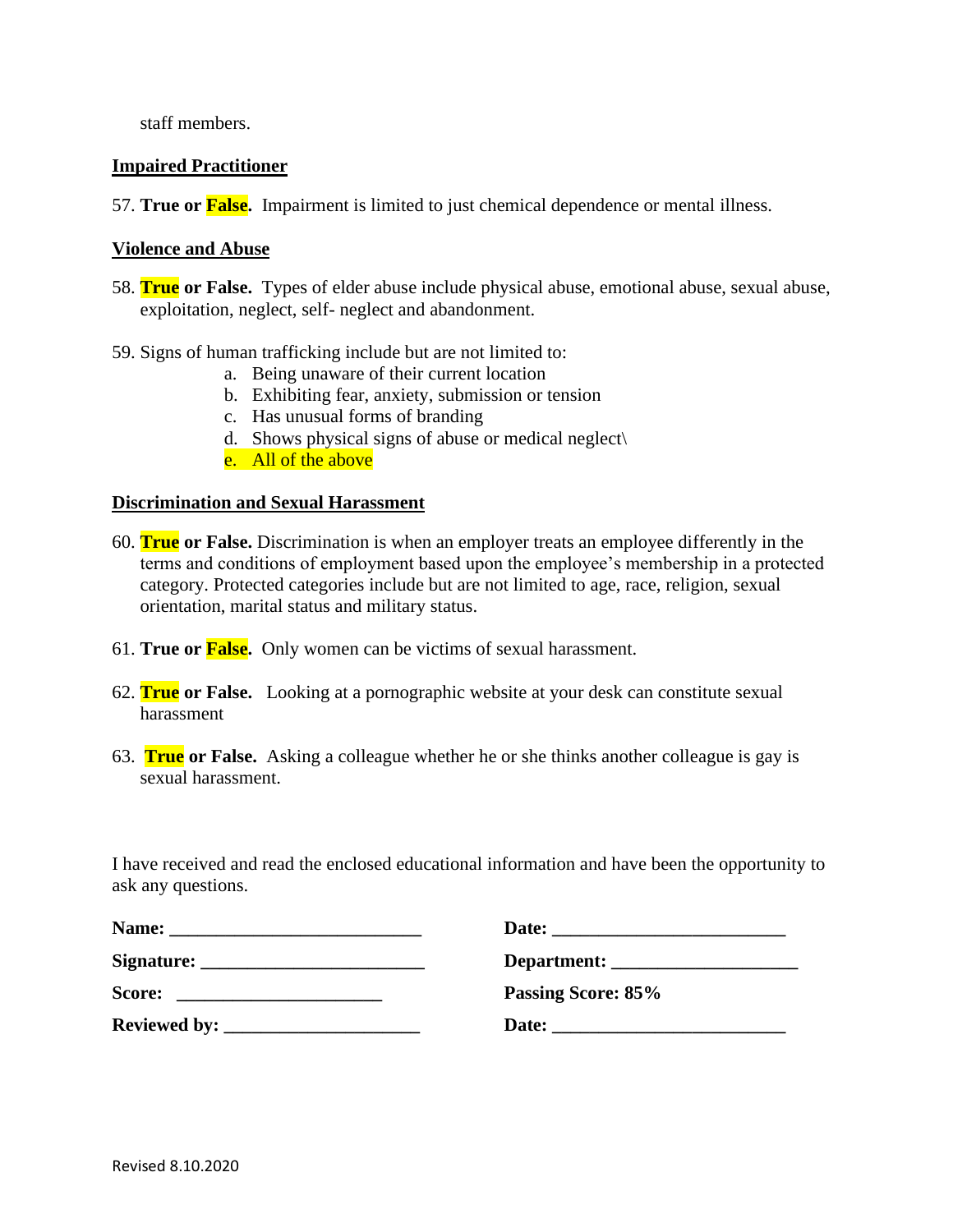staff members.

**Impaired Practitioner**

57. **True or False.** Impairment is limited to just chemical dependence or mental illness.

**Violence and Abuse**

58. **True or False.** Types of elder abuse include physical abuse, emotional abuse, sexual abuse, exploitation, neglect, self- neglect and abandonment.

59. Signs of human trafficking include but are not limited to:
    a. Being unaware of their current location
    b. Exhibiting fear, anxiety, submission or tension
    c. Has unusual forms of branding
    d. Shows physical signs of abuse or medical neglect\
    e. All of the above

**Discrimination and Sexual Harassment**

60. **True or False.** Discrimination is when an employer treats an employee differently in the terms and conditions of employment based upon the employee's membership in a protected category. Protected categories include but are not limited to age, race, religion, sexual orientation, marital status and military status.

61. **True or False.** Only women can be victims of sexual harassment.

62. **True or False.** Looking at a pornographic website at your desk can constitute sexual harassment

63. **True or False.** Asking a colleague whether he or she thinks another colleague is gay is sexual harassment.

I have received and read the enclosed educational information and have been the opportunity to ask any questions.

**Name:** ___________________________ **Date:** _________________________

**Signature:** ________________________ **Department:** ____________________

**Score:** ______________________ **Passing Score: 85%**

**Reviewed by:** _____________________ **Date:** _________________________

Revised 8.10.2020